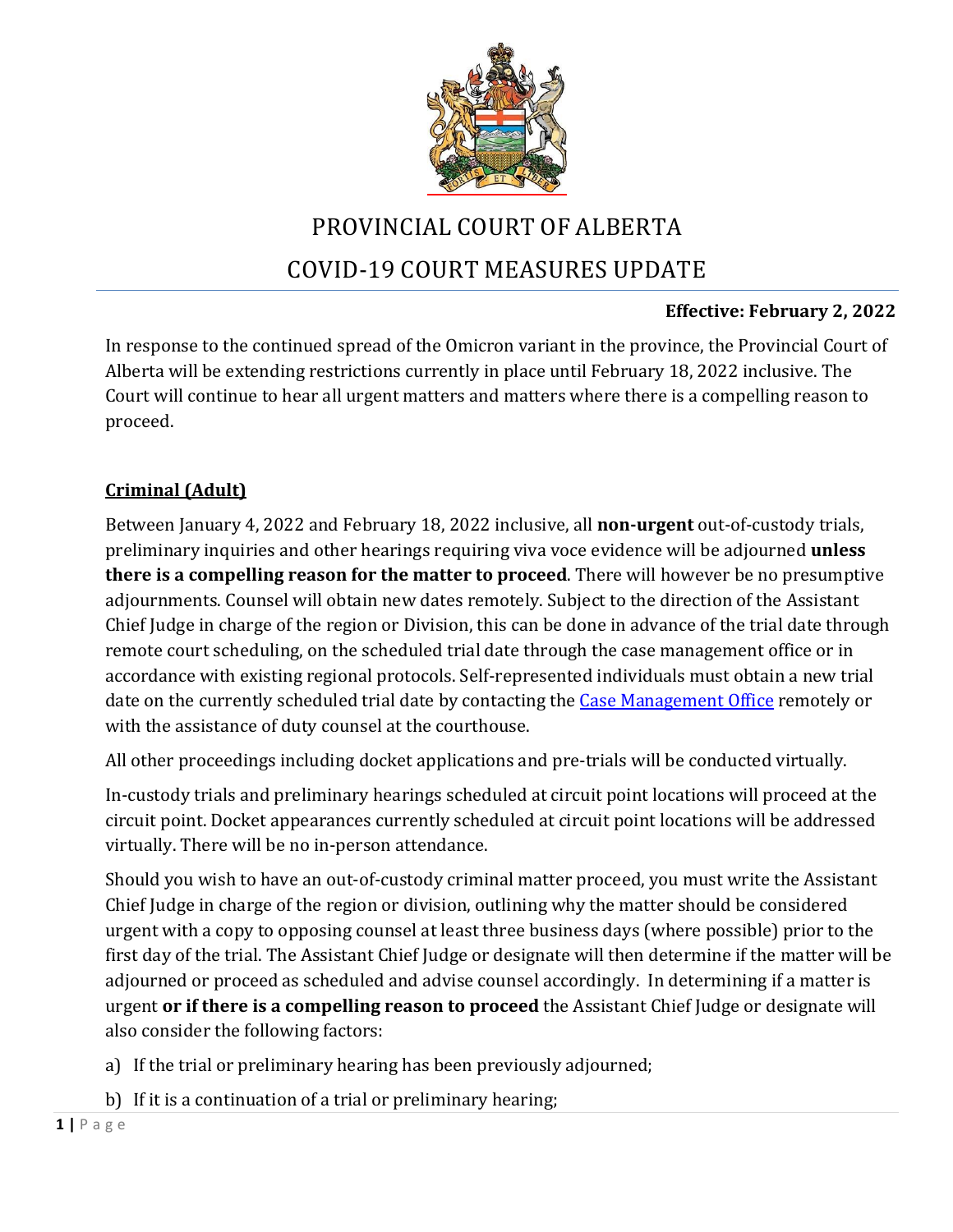# PROVINCIAL COURT OF ALBERTA

# COVID-19 COURT MEASURES UPDATE

**Effective: February 2, 2022**

In response to the continued spread of the Omicron variant in the province, the Provincial Court of Alberta will be extending restrictions currently in place until February 18, 2022 inclusive. The Court will continue to hear all urgent matters and matters where there is a compelling reason to proceed.

## Criminal (Adult)

Between January 4, 2022 and February 18, 2022 inclusive, all **non-urgent** out-of-custody trials, preliminary inquiries and other hearings requiring viva voce evidence will be adjourned **unless there is a compelling reason for the matter to proceed**. There will however be no presumptive adjournments. Counsel will obtain new dates remotely. Subject to the direction of the Assistant Chief Judge in charge of the region or Division, this can be done in advance of the trial date through remote court scheduling, on the scheduled trial date through the case management office or in accordance with existing regional protocols. Self-represented individuals must obtain a new trial date on the currently scheduled trial date by contacting the Case Management Office remotely or with the assistance of duty counsel at the courthouse.

All other proceedings including docket applications and pre-trials will be conducted virtually.

In-custody trials and preliminary hearings scheduled at circuit point locations will proceed at the circuit point. Docket appearances currently scheduled at circuit point locations will be addressed virtually. There will be no in-person attendance.

Should you wish to have an out-of-custody criminal matter proceed, you must write the Assistant Chief Judge in charge of the region or division, outlining why the matter should be considered urgent with a copy to opposing counsel at least three business days (where possible) prior to the first day of the trial. The Assistant Chief Judge or designate will then determine if the matter will be adjourned or proceed as scheduled and advise counsel accordingly. In determining if a matter is urgent **or if there is a compelling reason to proceed** the Assistant Chief Judge or designate will also consider the following factors:

a) If the trial or preliminary hearing has been previously adjourned;

b) If it is a continuation of a trial or preliminary hearing;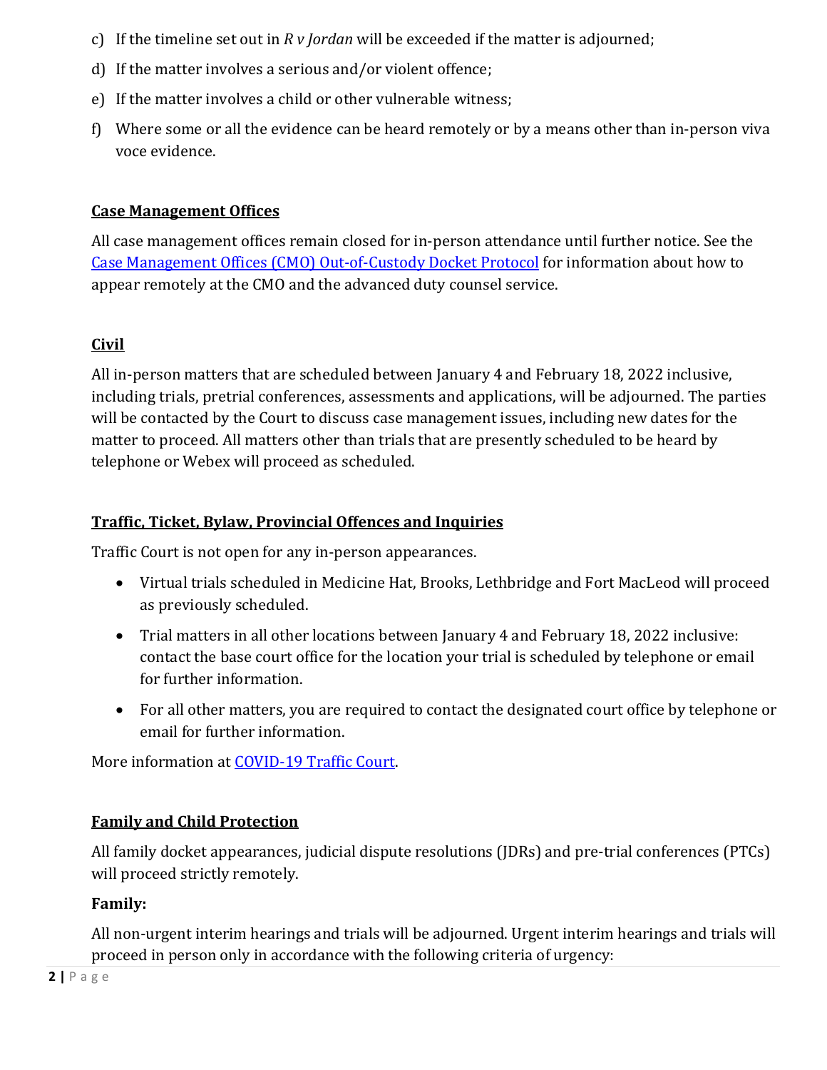c) If the timeline set out in *R v Jordan* will be exceeded if the matter is adjourned;

d) If the matter involves a serious and/or violent offence;

e) If the matter involves a child or other vulnerable witness;

f) Where some or all the evidence can be heard remotely or by a means other than in-person viva voce evidence.

## Case Management Offices

All case management offices remain closed for in-person attendance until further notice. See the [Case Management Offices (CMO) Out-of-Custody Docket Protocol] for information about how to appear remotely at the CMO and the advanced duty counsel service.

## Civil

All in-person matters that are scheduled between January 4 and February 18, 2022 inclusive, including trials, pretrial conferences, assessments and applications, will be adjourned. The parties will be contacted by the Court to discuss case management issues, including new dates for the matter to proceed. All matters other than trials that are presently scheduled to be heard by telephone or Webex will proceed as scheduled.

## Traffic, Ticket, Bylaw, Provincial Offences and Inquiries

Traffic Court is not open for any in-person appearances.

- Virtual trials scheduled in Medicine Hat, Brooks, Lethbridge and Fort MacLeod will proceed as previously scheduled.
- Trial matters in all other locations between January 4 and February 18, 2022 inclusive: contact the base court office for the location your trial is scheduled by telephone or email for further information.
- For all other matters, you are required to contact the designated court office by telephone or email for further information.

More information at [COVID-19 Traffic Court].

## Family and Child Protection

All family docket appearances, judicial dispute resolutions (JDRs) and pre-trial conferences (PTCs) will proceed strictly remotely.

**Family:**

All non-urgent interim hearings and trials will be adjourned. Urgent interim hearings and trials will proceed in person only in accordance with the following criteria of urgency: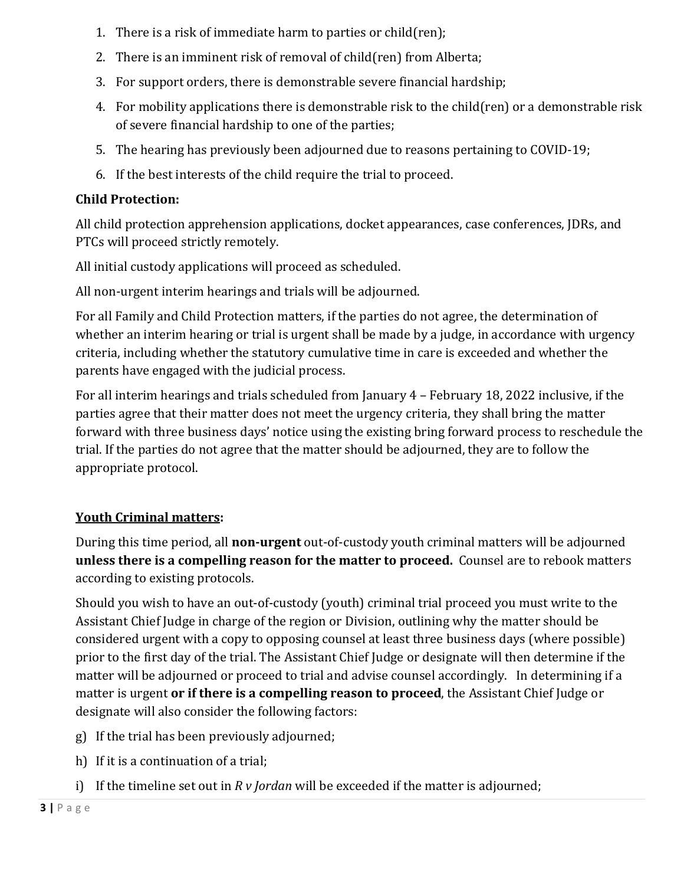1. There is a risk of immediate harm to parties or child(ren);
2. There is an imminent risk of removal of child(ren) from Alberta;
3. For support orders, there is demonstrable severe financial hardship;
4. For mobility applications there is demonstrable risk to the child(ren) or a demonstrable risk of severe financial hardship to one of the parties;
5. The hearing has previously been adjourned due to reasons pertaining to COVID-19;
6. If the best interests of the child require the trial to proceed.

**Child Protection:**

All child protection apprehension applications, docket appearances, case conferences, JDRs, and PTCs will proceed strictly remotely.

All initial custody applications will proceed as scheduled.

All non-urgent interim hearings and trials will be adjourned.

For all Family and Child Protection matters, if the parties do not agree, the determination of whether an interim hearing or trial is urgent shall be made by a judge, in accordance with urgency criteria, including whether the statutory cumulative time in care is exceeded and whether the parents have engaged with the judicial process.

For all interim hearings and trials scheduled from January 4 – February 18, 2022 inclusive, if the parties agree that their matter does not meet the urgency criteria, they shall bring the matter forward with three business days' notice using the existing bring forward process to reschedule the trial. If the parties do not agree that the matter should be adjourned, they are to follow the appropriate protocol.

**Youth Criminal matters:**

During this time period, all **non-urgent** out-of-custody youth criminal matters will be adjourned **unless there is a compelling reason for the matter to proceed.** Counsel are to rebook matters according to existing protocols.

Should you wish to have an out-of-custody (youth) criminal trial proceed you must write to the Assistant Chief Judge in charge of the region or Division, outlining why the matter should be considered urgent with a copy to opposing counsel at least three business days (where possible) prior to the first day of the trial. The Assistant Chief Judge or designate will then determine if the matter will be adjourned or proceed to trial and advise counsel accordingly. In determining if a matter is urgent **or if there is a compelling reason to proceed**, the Assistant Chief Judge or designate will also consider the following factors:

g) If the trial has been previously adjourned;

h) If it is a continuation of a trial;

i) If the timeline set out in *R v Jordan* will be exceeded if the matter is adjourned;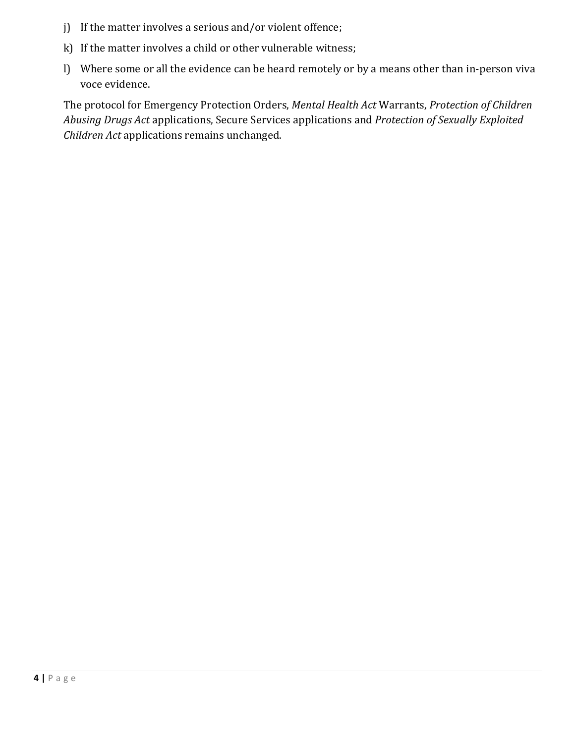j) If the matter involves a serious and/or violent offence;

k) If the matter involves a child or other vulnerable witness;

l) Where some or all the evidence can be heard remotely or by a means other than in-person viva voce evidence.

The protocol for Emergency Protection Orders, *Mental Health Act* Warrants, *Protection of Children Abusing Drugs Act* applications, Secure Services applications and *Protection of Sexually Exploited Children Act* applications remains unchanged.